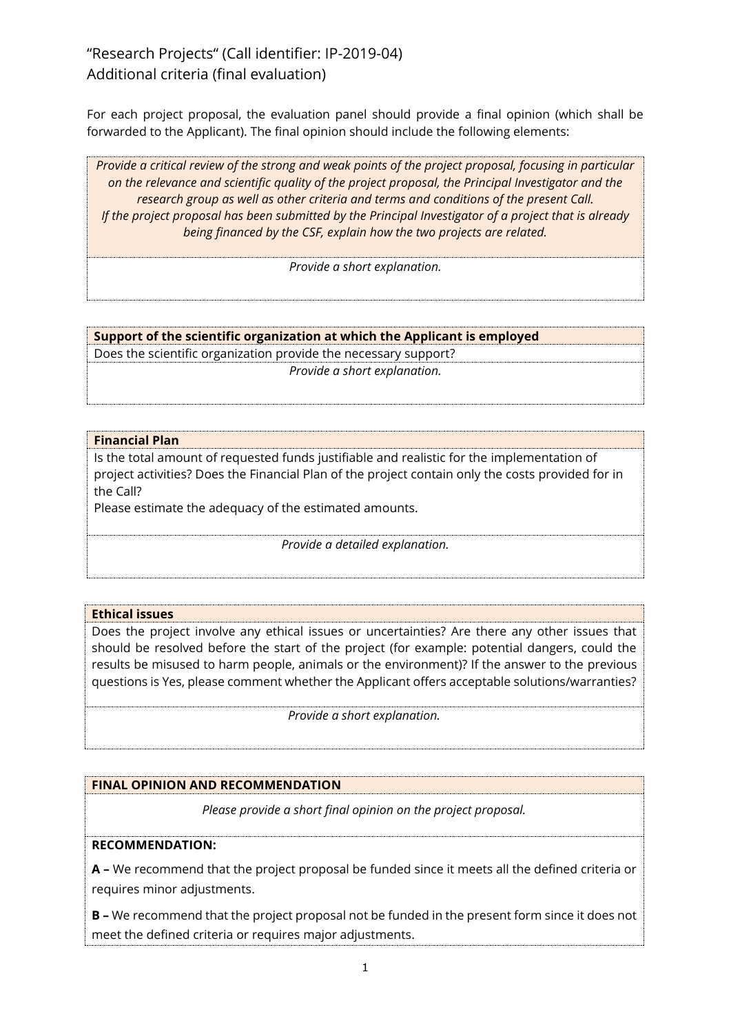# "Research Projects" (Call identifier: IP-2019-04)
## Additional criteria (final evaluation)

For each project proposal, the evaluation panel should provide a final opinion (which shall be forwarded to the Applicant). The final opinion should include the following elements:

| *Provide a critical review of the strong and weak points of the project proposal, focusing in particular on the relevance and scientific quality of the project proposal, the Principal Investigator and the research group as well as other criteria and terms and conditions of the present Call. If the project proposal has been submitted by the Principal Investigator of a project that is already being financed by the CSF, explain how the two projects are related.* |
|---|
| *Provide a short explanation.* |

| **Support of the scientific organization at which the Applicant is employed** |
|---|
| Does the scientific organization provide the necessary support? |
| *Provide a short explanation.* |

| **Financial Plan** |
|---|
| Is the total amount of requested funds justifiable and realistic for the implementation of project activities? Does the Financial Plan of the project contain only the costs provided for in the Call? Please estimate the adequacy of the estimated amounts. |
| *Provide a detailed explanation.* |

| **Ethical issues** |
|---|
| Does the project involve any ethical issues or uncertainties? Are there any other issues that should be resolved before the start of the project (for example: potential dangers, could the results be misused to harm people, animals or the environment)? If the answer to the previous questions is Yes, please comment whether the Applicant offers acceptable solutions/warranties? |
| *Provide a short explanation.* |

| **FINAL OPINION AND RECOMMENDATION** |
|---|
| *Please provide a short final opinion on the project proposal.* |
| **RECOMMENDATION:**<br><br>**A –** We recommend that the project proposal be funded since it meets all the defined criteria or requires minor adjustments.<br><br>**B –** We recommend that the project proposal not be funded in the present form since it does not meet the defined criteria or requires major adjustments. |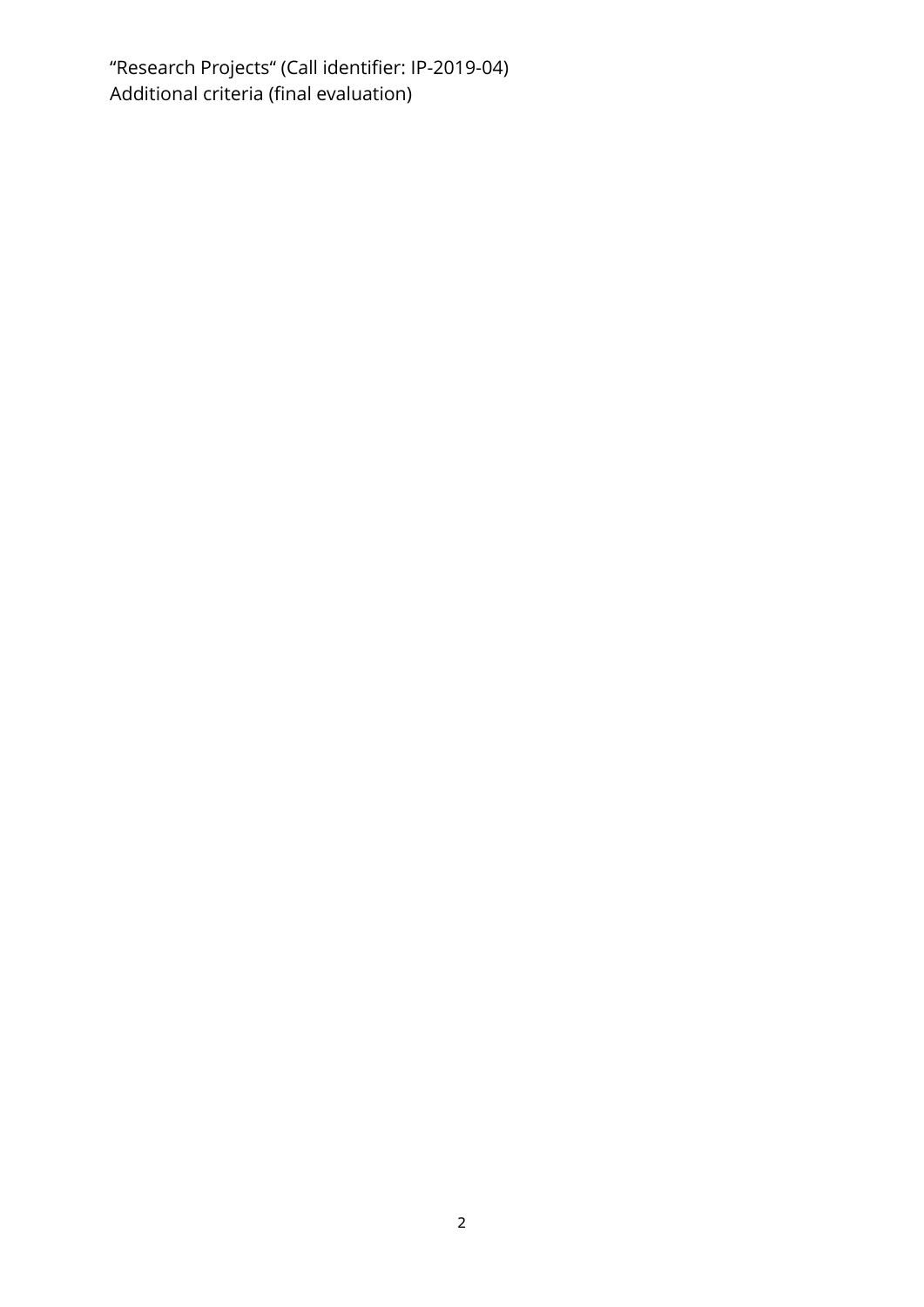"Research Projects" (Call identifier: IP-2019-04)
Additional criteria (final evaluation)